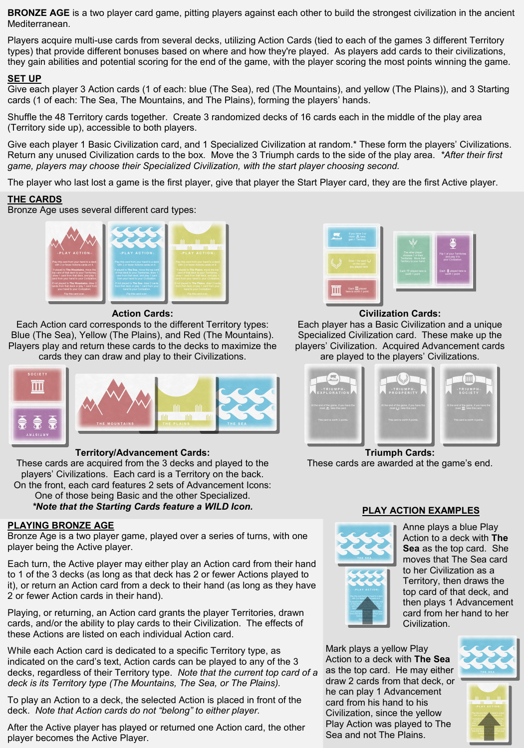**BRONZE AGE** is a two player card game, pitting players against each other to build the strongest civilization in the ancient Mediterranean.

Players acquire multi-use cards from several decks, utilizing Action Cards (tied to each of the games 3 different Territory types) that provide different bonuses based on where and how they're played. As players add cards to their civilizations, they gain abilities and potential scoring for the end of the game, with the player scoring the most points winning the game.

## SET UP

Give each player 3 Action cards (1 of each: blue (The Sea), red (The Mountains), and yellow (The Plains)), and 3 Starting cards (1 of each: The Sea, The Mountains, and The Plains), forming the players' hands.

Shuffle the 48 Territory cards together. Create 3 randomized decks of 16 cards each in the middle of the play area (Territory side up), accessible to both players.

Give each player 1 Basic Civilization card, and 1 Specialized Civilization at random.* These form the players' Civilizations. Return any unused Civilization cards to the box. Move the 3 Triumph cards to the side of the play area. **After their first game, players may choose their Specialized Civilization, with the start player choosing second.*

The player who last lost a game is the first player, give that player the Start Player card, they are the first Active player.

## THE CARDS

Bronze Age uses several different card types:

**Action Cards:**
Each Action card corresponds to the different Territory types: Blue (The Sea), Yellow (The Plains), and Red (The Mountains). Players play and return these cards to the decks to maximize the cards they can draw and play to their Civilizations.

**Civilization Cards:**
Each player has a Basic Civilization and a unique Specialized Civilization card. These make up the players' Civilization. Acquired Advancement cards are played to the players' Civilizations.

**Territory/Advancement Cards:**
These cards are acquired from the 3 decks and played to the players' Civilizations. Each card is a Territory on the back. On the front, each card features 2 sets of Advancement Icons: One of those being Basic and the other Specialized.
***Note that the Starting Cards feature a WILD Icon.***

**Triumph Cards:**
These cards are awarded at the game's end.

## PLAYING BRONZE AGE

Bronze Age is a two player game, played over a series of turns, with one player being the Active player.

Each turn, the Active player may either play an Action card from their hand to 1 of the 3 decks (as long as that deck has 2 or fewer Actions played to it), or return an Action card from a deck to their hand (as long as they have 2 or fewer Action cards in their hand).

Playing, or returning, an Action card grants the player Territories, drawn cards, and/or the ability to play cards to their Civilization. The effects of these Actions are listed on each individual Action card.

While each Action card is dedicated to a specific Territory type, as indicated on the card's text, Action cards can be played to any of the 3 decks, regardless of their Territory type. *Note that the current top card of a deck is its Territory type (The Mountains, The Sea, or The Plains).*

To play an Action to a deck, the selected Action is placed in front of the deck. *Note that Action cards do not "belong" to either player.*

After the Active player has played or returned one Action card, the other player becomes the Active Player.

## PLAY ACTION EXAMPLES

Anne plays a blue Play Action to a deck with **The Sea** as the top card. She moves that The Sea card to her Civilization as a Territory, then draws the top card of that deck, and then plays 1 Advancement card from her hand to her Civilization.

Mark plays a yellow Play Action to a deck with **The Sea** as the top card. He may either draw 2 cards from that deck, or he can play 1 Advancement card from his hand to his Civilization, since the yellow Play Action was played to The Sea and not The Plains.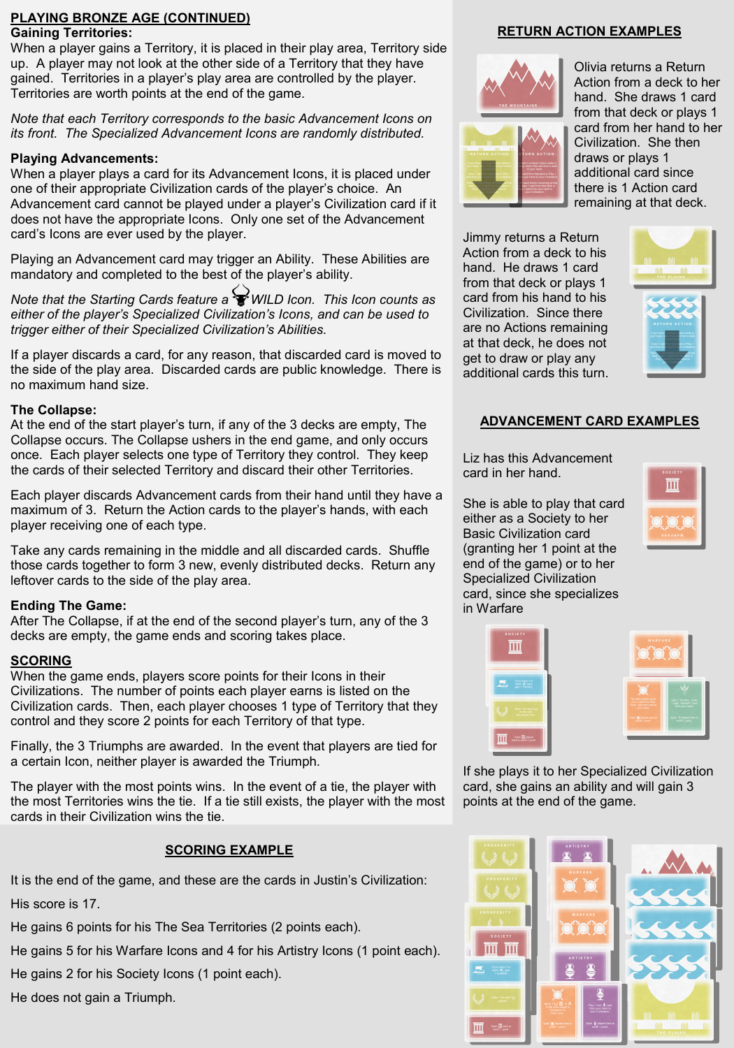## PLAYING BRONZE AGE (CONTINUED)

**Gaining Territories:**
When a player gains a Territory, it is placed in their play area, Territory side up. A player may not look at the other side of a Territory that they have gained. Territories in a player's play area are controlled by the player. Territories are worth points at the end of the game.

*Note that each Territory corresponds to the basic Advancement Icons on its front. The Specialized Advancement Icons are randomly distributed.*

**Playing Advancements:**
When a player plays a card for its Advancement Icons, it is placed under one of their appropriate Civilization cards of the player's choice. An Advancement card cannot be played under a player's Civilization card if it does not have the appropriate Icons. Only one set of the Advancement card's Icons are ever used by the player.

Playing an Advancement card may trigger an Ability. These Abilities are mandatory and completed to the best of the player's ability.

*Note that the Starting Cards feature a WILD Icon. This Icon counts as either of the player's Specialized Civilization's Icons, and can be used to trigger either of their Specialized Civilization's Abilities.*

If a player discards a card, for any reason, that discarded card is moved to the side of the play area. Discarded cards are public knowledge. There is no maximum hand size.

**The Collapse:**
At the end of the start player's turn, if any of the 3 decks are empty, The Collapse occurs. The Collapse ushers in the end game, and only occurs once. Each player selects one type of Territory they control. They keep the cards of their selected Territory and discard their other Territories.

Each player discards Advancement cards from their hand until they have a maximum of 3. Return the Action cards to the player's hands, with each player receiving one of each type.

Take any cards remaining in the middle and all discarded cards. Shuffle those cards together to form 3 new, evenly distributed decks. Return any leftover cards to the side of the play area.

**Ending The Game:**
After The Collapse, if at the end of the second player's turn, any of the 3 decks are empty, the game ends and scoring takes place.

## SCORING

When the game ends, players score points for their Icons in their Civilizations. The number of points each player earns is listed on the Civilization cards. Then, each player chooses 1 type of Territory that they control and they score 2 points for each Territory of that type.

Finally, the 3 Triumphs are awarded. In the event that players are tied for a certain Icon, neither player is awarded the Triumph.

The player with the most points wins. In the event of a tie, the player with the most Territories wins the tie. If a tie still exists, the player with the most cards in their Civilization wins the tie.

## RETURN ACTION EXAMPLES

Olivia returns a Return Action from a deck to her hand. She draws 1 card from that deck or plays 1 card from her hand to her Civilization. She then draws or plays 1 additional card since there is 1 Action card remaining at that deck.

Jimmy returns a Return Action from a deck to his hand. He draws 1 card from that deck or plays 1 card from his hand to his Civilization. Since there are no Actions remaining at that deck, he does not get to draw or play any additional cards this turn.

## ADVANCEMENT CARD EXAMPLES

Liz has this Advancement card in her hand.

She is able to play that card either as a Society to her Basic Civilization card (granting her 1 point at the end of the game) or to her Specialized Civilization card, since she specializes in Warfare

If she plays it to her Specialized Civilization card, she gains an ability and will gain 3 points at the end of the game.

## SCORING EXAMPLE

It is the end of the game, and these are the cards in Justin's Civilization:

His score is 17.

He gains 6 points for his The Sea Territories (2 points each).

He gains 5 for his Warfare Icons and 4 for his Artistry Icons (1 point each).

He gains 2 for his Society Icons (1 point each).

He does not gain a Triumph.